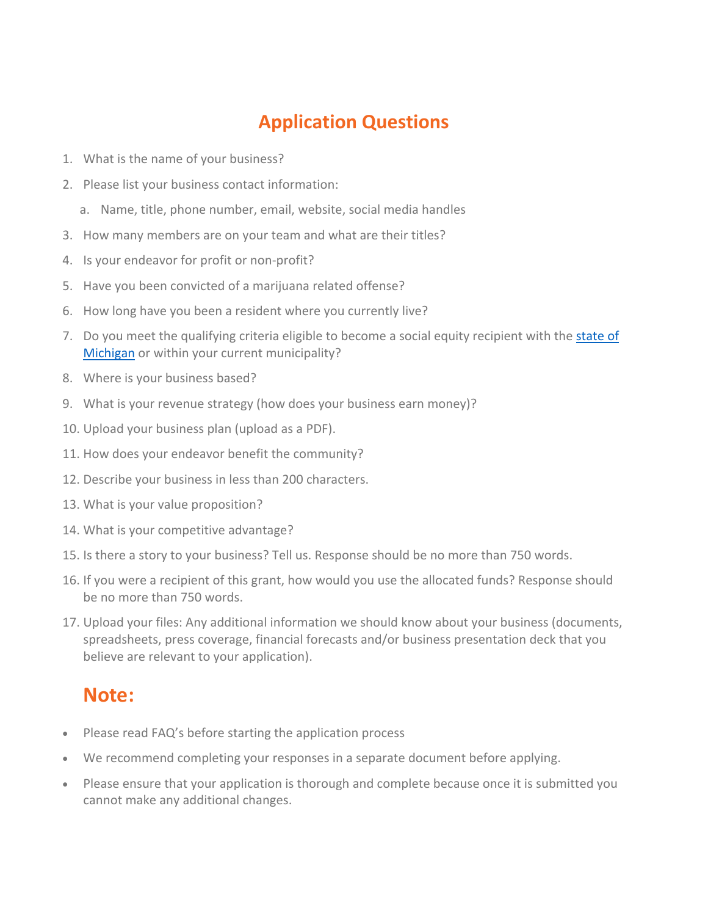# Application Questions

1. What is the name of your business?
2. Please list your business contact information:
   a. Name, title, phone number, email, website, social media handles
3. How many members are on your team and what are their titles?
4. Is your endeavor for profit or non-profit?
5. Have you been convicted of a marijuana related offense?
6. How long have you been a resident where you currently live?
7. Do you meet the qualifying criteria eligible to become a social equity recipient with the state of Michigan or within your current municipality?
8. Where is your business based?
9. What is your revenue strategy (how does your business earn money)?
10. Upload your business plan (upload as a PDF).
11. How does your endeavor benefit the community?
12. Describe your business in less than 200 characters.
13. What is your value proposition?
14. What is your competitive advantage?
15. Is there a story to your business? Tell us. Response should be no more than 750 words.
16. If you were a recipient of this grant, how would you use the allocated funds? Response should be no more than 750 words.
17. Upload your files: Any additional information we should know about your business (documents, spreadsheets, press coverage, financial forecasts and/or business presentation deck that you believe are relevant to your application).

## Note:

- Please read FAQ's before starting the application process
- We recommend completing your responses in a separate document before applying.
- Please ensure that your application is thorough and complete because once it is submitted you cannot make any additional changes.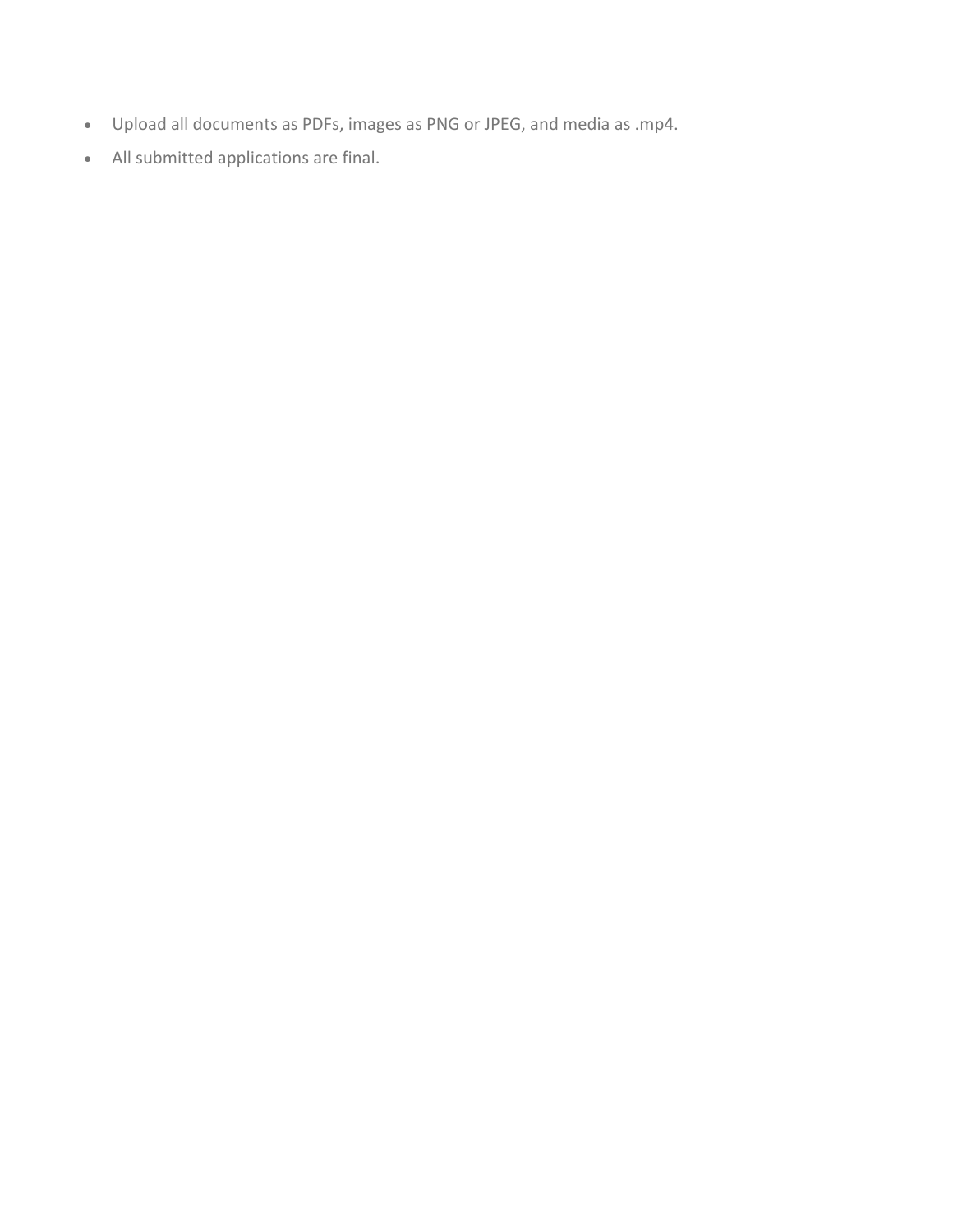- Upload all documents as PDFs, images as PNG or JPEG, and media as .mp4.
- All submitted applications are final.